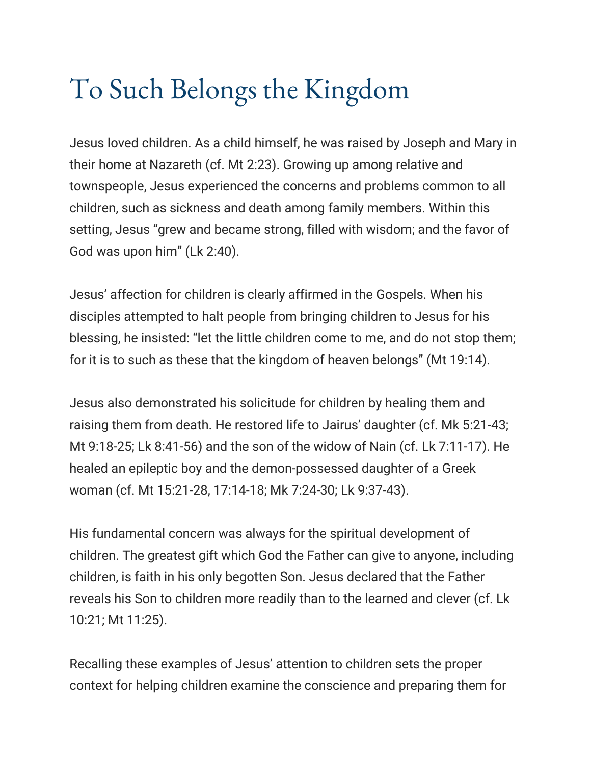# To Such Belongs the Kingdom

Jesus loved children. As a child himself, he was raised by Joseph and Mary in their home at Nazareth (cf. Mt 2:23). Growing up among relative and townspeople, Jesus experienced the concerns and problems common to all children, such as sickness and death among family members. Within this setting, Jesus "grew and became strong, filled with wisdom; and the favor of God was upon him" (Lk 2:40).

Jesus' affection for children is clearly affirmed in the Gospels. When his disciples attempted to halt people from bringing children to Jesus for his blessing, he insisted: "let the little children come to me, and do not stop them; for it is to such as these that the kingdom of heaven belongs" (Mt 19:14).

Jesus also demonstrated his solicitude for children by healing them and raising them from death. He restored life to Jairus' daughter (cf. Mk 5:21-43; Mt 9:18-25; Lk 8:41-56) and the son of the widow of Nain (cf. Lk 7:11-17). He healed an epileptic boy and the demon-possessed daughter of a Greek woman (cf. Mt 15:21-28, 17:14-18; Mk 7:24-30; Lk 9:37-43).

His fundamental concern was always for the spiritual development of children. The greatest gift which God the Father can give to anyone, including children, is faith in his only begotten Son. Jesus declared that the Father reveals his Son to children more readily than to the learned and clever (cf. Lk 10:21; Mt 11:25).

Recalling these examples of Jesus' attention to children sets the proper context for helping children examine the conscience and preparing them for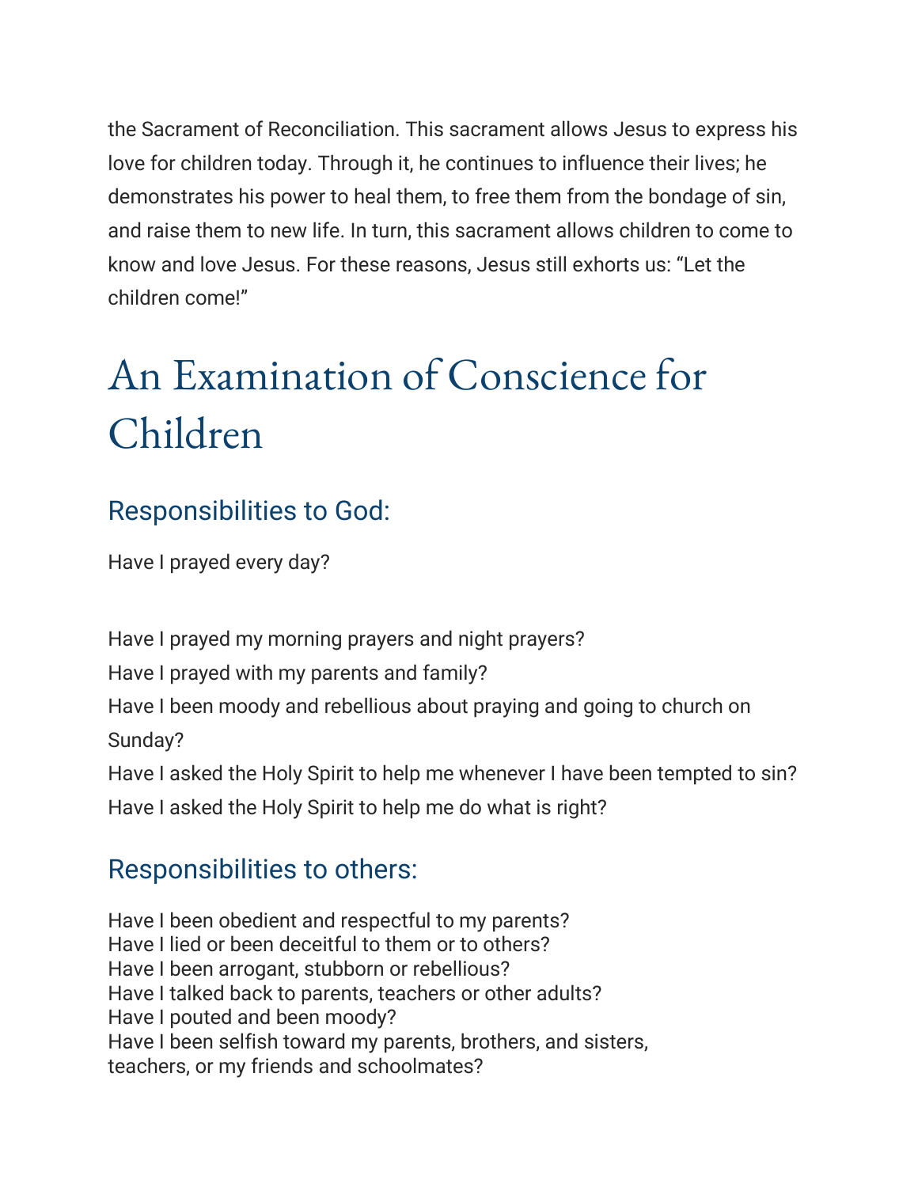the Sacrament of Reconciliation. This sacrament allows Jesus to express his love for children today. Through it, he continues to influence their lives; he demonstrates his power to heal them, to free them from the bondage of sin, and raise them to new life. In turn, this sacrament allows children to come to know and love Jesus. For these reasons, Jesus still exhorts us: "Let the children come!"

# An Examination of Conscience for Children

## Responsibilities to God:

Have I prayed every day?

Have I prayed my morning prayers and night prayers?
Have I prayed with my parents and family?
Have I been moody and rebellious about praying and going to church on Sunday?
Have I asked the Holy Spirit to help me whenever I have been tempted to sin?
Have I asked the Holy Spirit to help me do what is right?

## Responsibilities to others:

Have I been obedient and respectful to my parents?
Have I lied or been deceitful to them or to others?
Have I been arrogant, stubborn or rebellious?
Have I talked back to parents, teachers or other adults?
Have I pouted and been moody?
Have I been selfish toward my parents, brothers, and sisters, teachers, or my friends and schoolmates?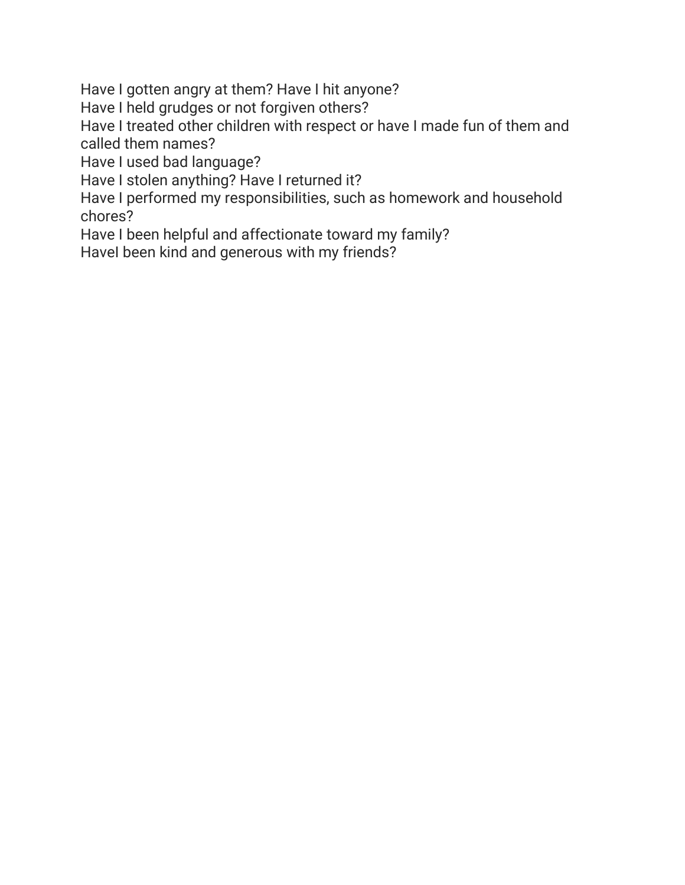Have I gotten angry at them? Have I hit anyone?
Have I held grudges or not forgiven others?
Have I treated other children with respect or have I made fun of them and called them names?
Have I used bad language?
Have I stolen anything? Have I returned it?
Have I performed my responsibilities, such as homework and household chores?
Have I been helpful and affectionate toward my family?
HaveI been kind and generous with my friends?